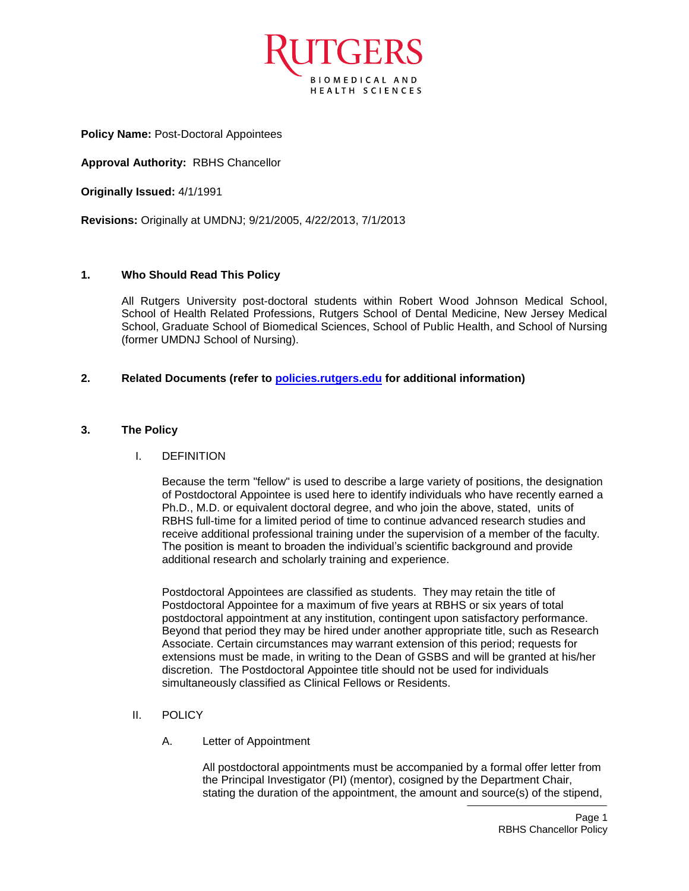**Policy Name:** Post-Doctoral Appointees

**Approval Authority:** RBHS Chancellor

**Originally Issued:** 4/1/1991

**Revisions:** Originally at UMDNJ; 9/21/2005, 4/22/2013, 7/1/2013

## 1. Who Should Read This Policy

All Rutgers University post-doctoral students within Robert Wood Johnson Medical School, School of Health Related Professions, Rutgers School of Dental Medicine, New Jersey Medical School, Graduate School of Biomedical Sciences, School of Public Health, and School of Nursing (former UMDNJ School of Nursing).

## 2. Related Documents (refer to [policies.rutgers.edu](http://policies.rutgers.edu) for additional information)

## 3. The Policy

### I. DEFINITION

Because the term "fellow" is used to describe a large variety of positions, the designation of Postdoctoral Appointee is used here to identify individuals who have recently earned a Ph.D., M.D. or equivalent doctoral degree, and who join the above, stated, units of RBHS full-time for a limited period of time to continue advanced research studies and receive additional professional training under the supervision of a member of the faculty. The position is meant to broaden the individual's scientific background and provide additional research and scholarly training and experience.

Postdoctoral Appointees are classified as students. They may retain the title of Postdoctoral Appointee for a maximum of five years at RBHS or six years of total postdoctoral appointment at any institution, contingent upon satisfactory performance. Beyond that period they may be hired under another appropriate title, such as Research Associate. Certain circumstances may warrant extension of this period; requests for extensions must be made, in writing to the Dean of GSBS and will be granted at his/her discretion. The Postdoctoral Appointee title should not be used for individuals simultaneously classified as Clinical Fellows or Residents.

### II. POLICY

A. Letter of Appointment

All postdoctoral appointments must be accompanied by a formal offer letter from the Principal Investigator (PI) (mentor), cosigned by the Department Chair, stating the duration of the appointment, the amount and source(s) of the stipend,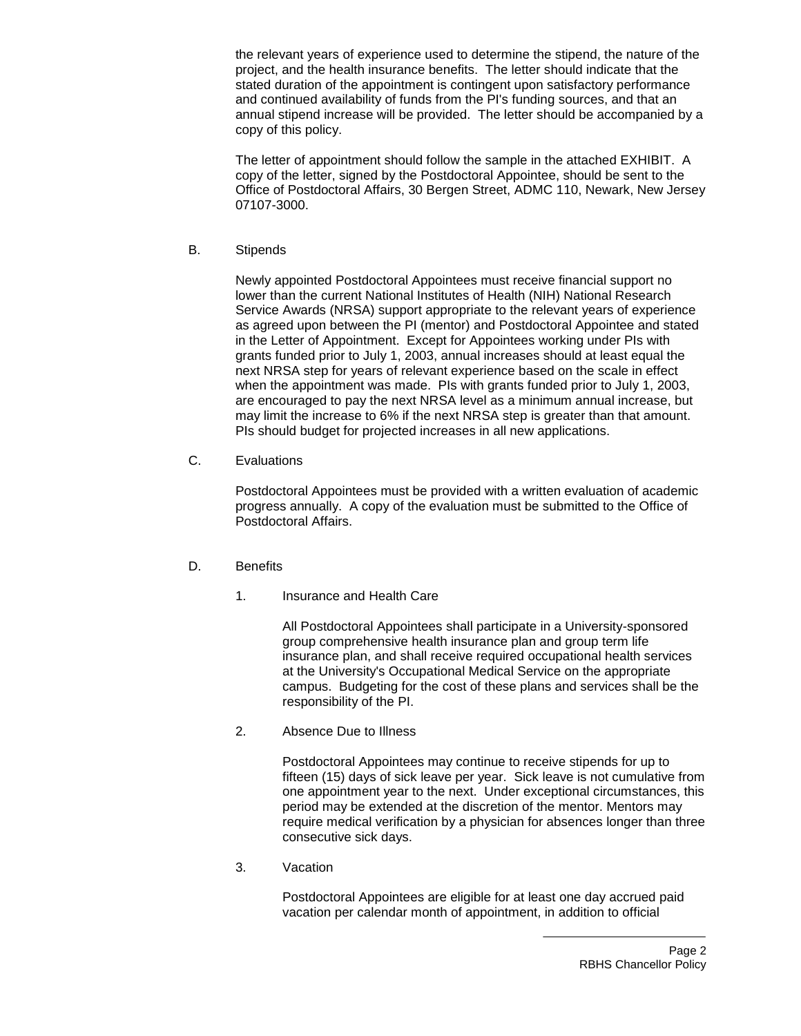the relevant years of experience used to determine the stipend, the nature of the project, and the health insurance benefits. The letter should indicate that the stated duration of the appointment is contingent upon satisfactory performance and continued availability of funds from the PI's funding sources, and that an annual stipend increase will be provided. The letter should be accompanied by a copy of this policy.

The letter of appointment should follow the sample in the attached EXHIBIT. A copy of the letter, signed by the Postdoctoral Appointee, should be sent to the Office of Postdoctoral Affairs, 30 Bergen Street, ADMC 110, Newark, New Jersey 07107-3000.

B. Stipends

Newly appointed Postdoctoral Appointees must receive financial support no lower than the current National Institutes of Health (NIH) National Research Service Awards (NRSA) support appropriate to the relevant years of experience as agreed upon between the PI (mentor) and Postdoctoral Appointee and stated in the Letter of Appointment. Except for Appointees working under PIs with grants funded prior to July 1, 2003, annual increases should at least equal the next NRSA step for years of relevant experience based on the scale in effect when the appointment was made. PIs with grants funded prior to July 1, 2003, are encouraged to pay the next NRSA level as a minimum annual increase, but may limit the increase to 6% if the next NRSA step is greater than that amount. PIs should budget for projected increases in all new applications.

C. Evaluations

Postdoctoral Appointees must be provided with a written evaluation of academic progress annually. A copy of the evaluation must be submitted to the Office of Postdoctoral Affairs.

D. Benefits

1. Insurance and Health Care

All Postdoctoral Appointees shall participate in a University-sponsored group comprehensive health insurance plan and group term life insurance plan, and shall receive required occupational health services at the University's Occupational Medical Service on the appropriate campus. Budgeting for the cost of these plans and services shall be the responsibility of the PI.

2. Absence Due to Illness

Postdoctoral Appointees may continue to receive stipends for up to fifteen (15) days of sick leave per year. Sick leave is not cumulative from one appointment year to the next. Under exceptional circumstances, this period may be extended at the discretion of the mentor. Mentors may require medical verification by a physician for absences longer than three consecutive sick days.

3. Vacation

Postdoctoral Appointees are eligible for at least one day accrued paid vacation per calendar month of appointment, in addition to official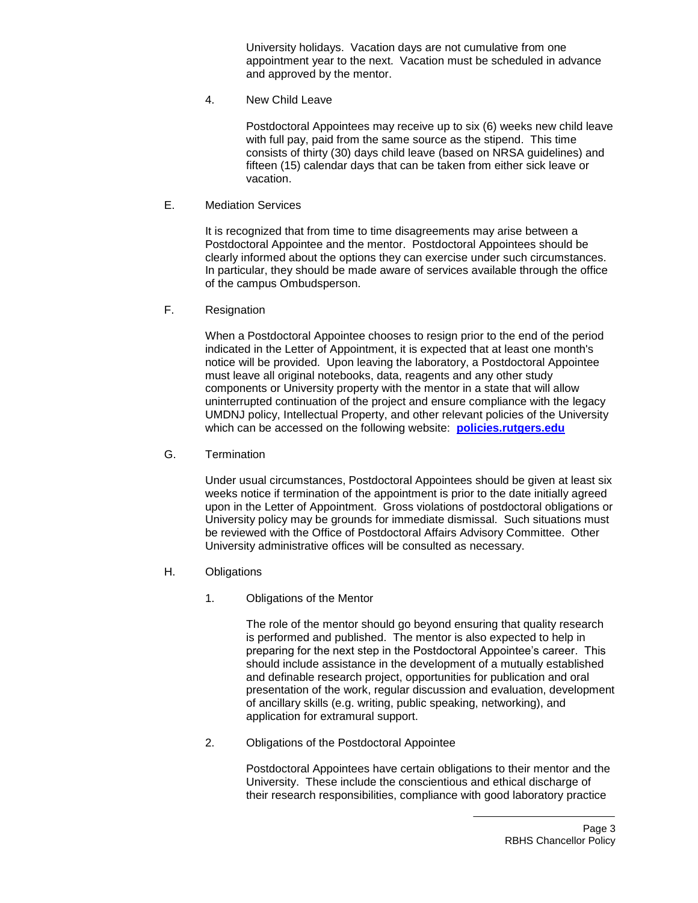University holidays. Vacation days are not cumulative from one appointment year to the next. Vacation must be scheduled in advance and approved by the mentor.

4. New Child Leave

Postdoctoral Appointees may receive up to six (6) weeks new child leave with full pay, paid from the same source as the stipend. This time consists of thirty (30) days child leave (based on NRSA guidelines) and fifteen (15) calendar days that can be taken from either sick leave or vacation.

E. Mediation Services

It is recognized that from time to time disagreements may arise between a Postdoctoral Appointee and the mentor. Postdoctoral Appointees should be clearly informed about the options they can exercise under such circumstances. In particular, they should be made aware of services available through the office of the campus Ombudsperson.

F. Resignation

When a Postdoctoral Appointee chooses to resign prior to the end of the period indicated in the Letter of Appointment, it is expected that at least one month's notice will be provided. Upon leaving the laboratory, a Postdoctoral Appointee must leave all original notebooks, data, reagents and any other study components or University property with the mentor in a state that will allow uninterrupted continuation of the project and ensure compliance with the legacy UMDNJ policy, Intellectual Property, and other relevant policies of the University which can be accessed on the following website: **policies.rutgers.edu**

G. Termination

Under usual circumstances, Postdoctoral Appointees should be given at least six weeks notice if termination of the appointment is prior to the date initially agreed upon in the Letter of Appointment. Gross violations of postdoctoral obligations or University policy may be grounds for immediate dismissal. Such situations must be reviewed with the Office of Postdoctoral Affairs Advisory Committee. Other University administrative offices will be consulted as necessary.

H. Obligations

1. Obligations of the Mentor

The role of the mentor should go beyond ensuring that quality research is performed and published. The mentor is also expected to help in preparing for the next step in the Postdoctoral Appointee's career. This should include assistance in the development of a mutually established and definable research project, opportunities for publication and oral presentation of the work, regular discussion and evaluation, development of ancillary skills (e.g. writing, public speaking, networking), and application for extramural support.

2. Obligations of the Postdoctoral Appointee

Postdoctoral Appointees have certain obligations to their mentor and the University. These include the conscientious and ethical discharge of their research responsibilities, compliance with good laboratory practice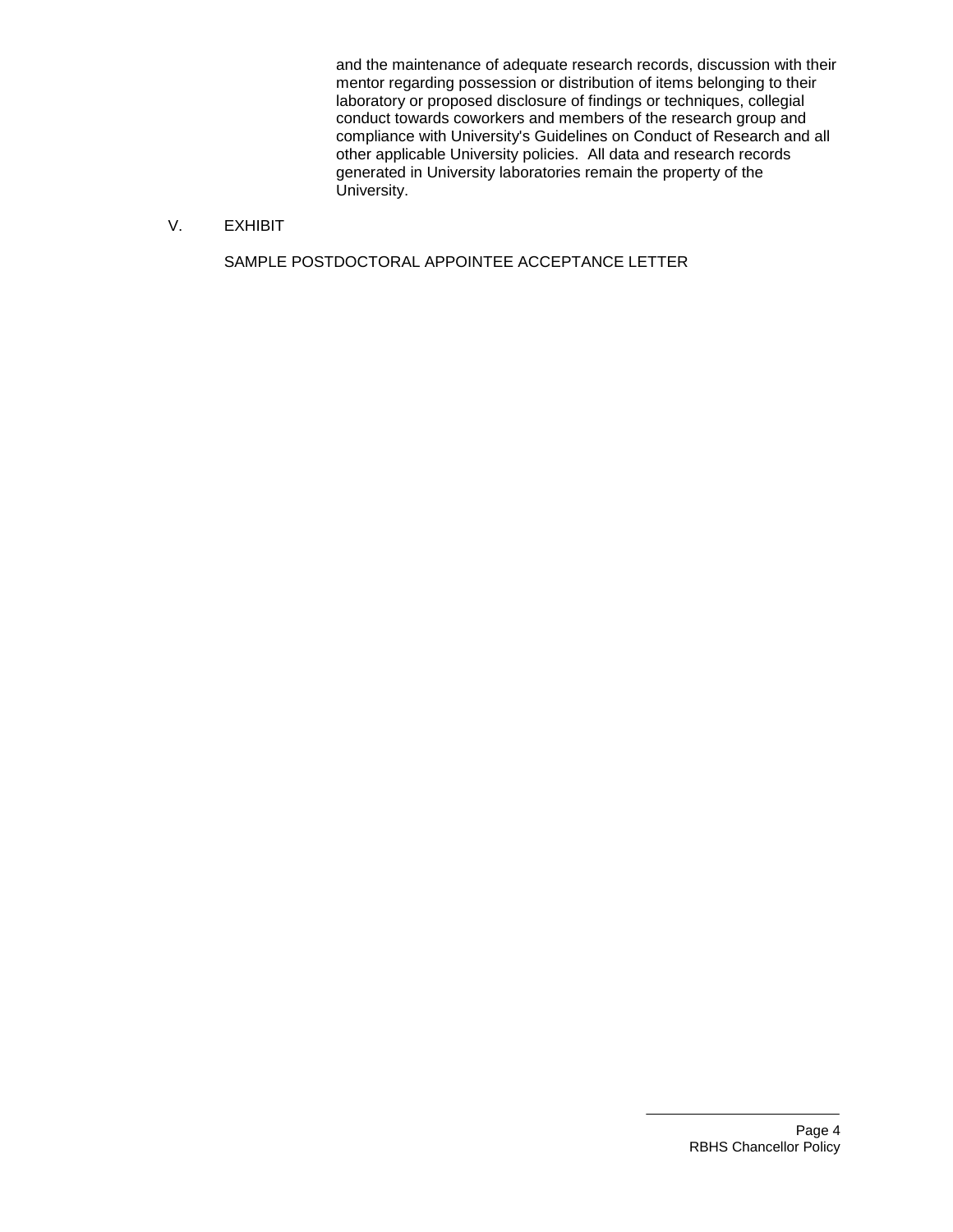and the maintenance of adequate research records, discussion with their mentor regarding possession or distribution of items belonging to their laboratory or proposed disclosure of findings or techniques, collegial conduct towards coworkers and members of the research group and compliance with University's Guidelines on Conduct of Research and all other applicable University policies. All data and research records generated in University laboratories remain the property of the University.

## V. EXHIBIT

SAMPLE POSTDOCTORAL APPOINTEE ACCEPTANCE LETTER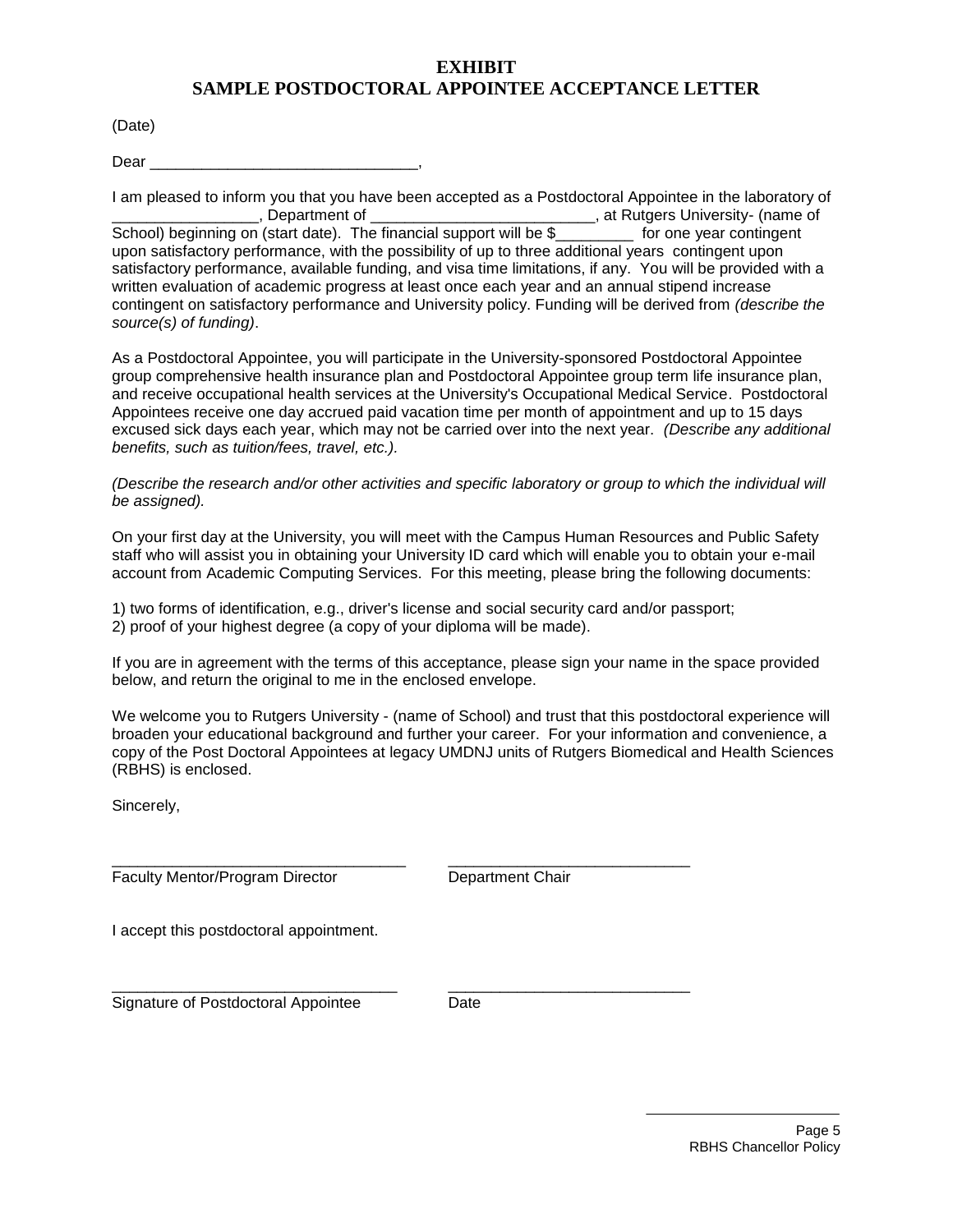# EXHIBIT
# SAMPLE POSTDOCTORAL APPOINTEE ACCEPTANCE LETTER

(Date)

Dear _______________________________,

I am pleased to inform you that you have been accepted as a Postdoctoral Appointee in the laboratory of _________________, Department of __________________________, at Rutgers University- (name of School) beginning on (start date). The financial support will be $_________ for one year contingent upon satisfactory performance, with the possibility of up to three additional years contingent upon satisfactory performance, available funding, and visa time limitations, if any. You will be provided with a written evaluation of academic progress at least once each year and an annual stipend increase contingent on satisfactory performance and University policy. Funding will be derived from *(describe the source(s) of funding)*.

As a Postdoctoral Appointee, you will participate in the University-sponsored Postdoctoral Appointee group comprehensive health insurance plan and Postdoctoral Appointee group term life insurance plan, and receive occupational health services at the University's Occupational Medical Service. Postdoctoral Appointees receive one day accrued paid vacation time per month of appointment and up to 15 days excused sick days each year, which may not be carried over into the next year. *(Describe any additional benefits, such as tuition/fees, travel, etc.).*

*(Describe the research and/or other activities and specific laboratory or group to which the individual will be assigned).*

On your first day at the University, you will meet with the Campus Human Resources and Public Safety staff who will assist you in obtaining your University ID card which will enable you to obtain your e-mail account from Academic Computing Services. For this meeting, please bring the following documents:

1) two forms of identification, e.g., driver's license and social security card and/or passport;
2) proof of your highest degree (a copy of your diploma will be made).

If you are in agreement with the terms of this acceptance, please sign your name in the space provided below, and return the original to me in the enclosed envelope.

We welcome you to Rutgers University - (name of School) and trust that this postdoctoral experience will broaden your educational background and further your career. For your information and convenience, a copy of the Post Doctoral Appointees at legacy UMDNJ units of Rutgers Biomedical and Health Sciences (RBHS) is enclosed.

Sincerely,

___________________________________ ____________________________

Faculty Mentor/Program Director Department Chair

I accept this postdoctoral appointment.

_________________________________ ____________________________

Signature of Postdoctoral Appointee Date